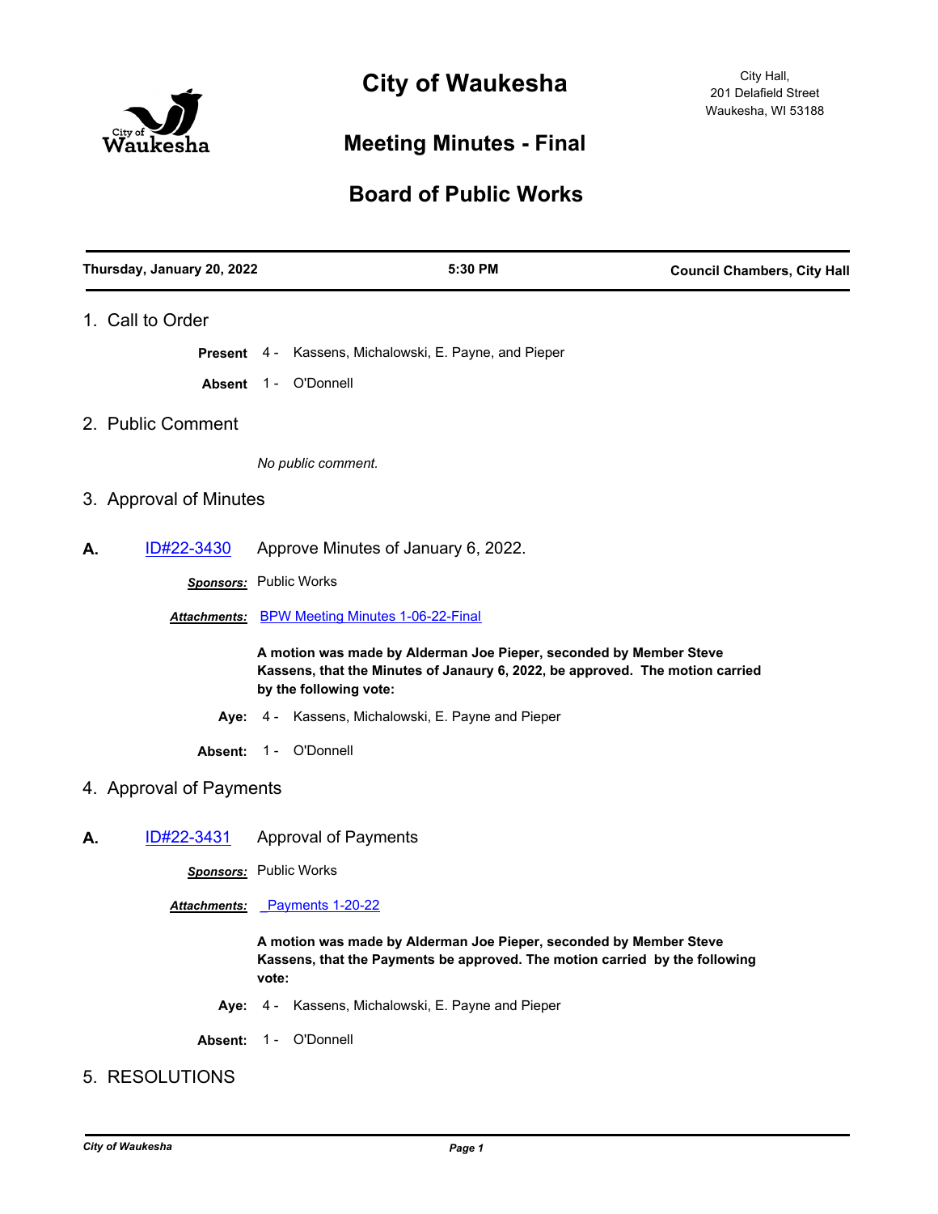# City of Waukesha

City Hall,
201 Delafield Street
Waukesha, WI 53188

## Meeting Minutes - Final

## Board of Public Works

| Thursday, January 20, 2022 | 5:30 PM | Council Chambers, City Hall |
|---|---|---|

## 1. Call to Order

**Present** 4 - Kassens, Michalowski, E. Payne, and Pieper

**Absent** 1 - O'Donnell

## 2. Public Comment

*No public comment.*

## 3. Approval of Minutes

**A.** ID#22-3430 Approve Minutes of January 6, 2022.

***Sponsors:*** Public Works

***Attachments:*** BPW Meeting Minutes 1-06-22-Final

**A motion was made by Alderman Joe Pieper, seconded by Member Steve Kassens, that the Minutes of Janaury 6, 2022, be approved. The motion carried by the following vote:**

**Aye:** 4 - Kassens, Michalowski, E. Payne and Pieper

**Absent:** 1 - O'Donnell

## 4. Approval of Payments

**A.** ID#22-3431 Approval of Payments

***Sponsors:*** Public Works

***Attachments:*** Payments 1-20-22

**A motion was made by Alderman Joe Pieper, seconded by Member Steve Kassens, that the Payments be approved. The motion carried by the following vote:**

**Aye:** 4 - Kassens, Michalowski, E. Payne and Pieper

**Absent:** 1 - O'Donnell

## 5. RESOLUTIONS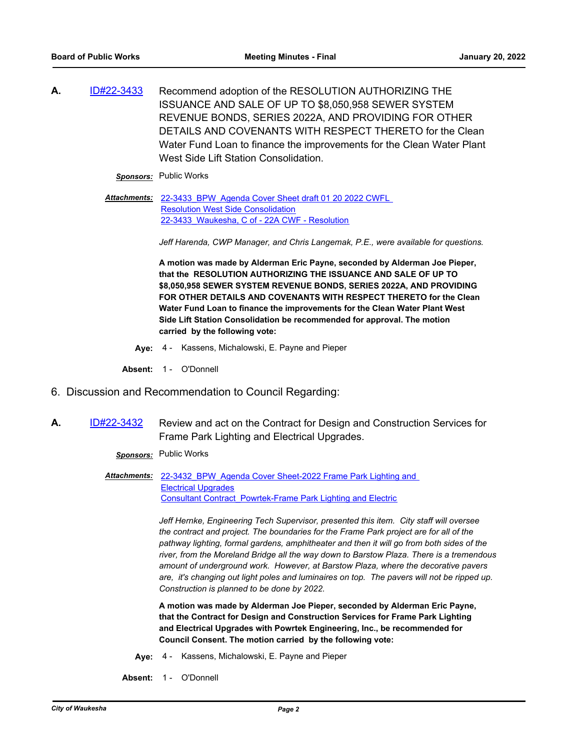**A.** [ID#22-3433](#) Recommend adoption of the RESOLUTION AUTHORIZING THE ISSUANCE AND SALE OF UP TO $8,050,958 SEWER SYSTEM REVENUE BONDS, SERIES 2022A, AND PROVIDING FOR OTHER DETAILS AND COVENANTS WITH RESPECT THERETO for the Clean Water Fund Loan to finance the improvements for the Clean Water Plant West Side Lift Station Consolidation.

***Sponsors:*** Public Works

***Attachments:*** [22-3433_BPW_Agenda Cover Sheet draft 01 20 2022 CWFL Resolution West Side Consolidation](#)
[22-3433_Waukesha, C of - 22A CWF - Resolution](#)

*Jeff Harenda, CWP Manager, and Chris Langemak, P.E., were available for questions.*

**A motion was made by Alderman Eric Payne, seconded by Alderman Joe Pieper, that the RESOLUTION AUTHORIZING THE ISSUANCE AND SALE OF UP TO $8,050,958 SEWER SYSTEM REVENUE BONDS, SERIES 2022A, AND PROVIDING FOR OTHER DETAILS AND COVENANTS WITH RESPECT THERETO for the Clean Water Fund Loan to finance the improvements for the Clean Water Plant West Side Lift Station Consolidation be recommended for approval. The motion carried by the following vote:**

**Aye:** 4 - Kassens, Michalowski, E. Payne and Pieper

**Absent:** 1 - O'Donnell

## 6. Discussion and Recommendation to Council Regarding:

**A.** [ID#22-3432](#) Review and act on the Contract for Design and Construction Services for Frame Park Lighting and Electrical Upgrades.

***Sponsors:*** Public Works

***Attachments:*** [22-3432_BPW_Agenda Cover Sheet-2022 Frame Park Lighting and Electrical Upgrades](#)
[Consultant Contract_Powrtek-Frame Park Lighting and Electric](#)

*Jeff Hernke, Engineering Tech Supervisor, presented this item. City staff will oversee the contract and project. The boundaries for the Frame Park project are for all of the pathway lighting, formal gardens, amphitheater and then it will go from both sides of the river, from the Moreland Bridge all the way down to Barstow Plaza. There is a tremendous amount of underground work. However, at Barstow Plaza, where the decorative pavers are, it's changing out light poles and luminaires on top. The pavers will not be ripped up. Construction is planned to be done by 2022.*

**A motion was made by Alderman Joe Pieper, seconded by Alderman Eric Payne, that the Contract for Design and Construction Services for Frame Park Lighting and Electrical Upgrades with Powrtek Engineering, Inc., be recommended for Council Consent. The motion carried by the following vote:**

**Aye:** 4 - Kassens, Michalowski, E. Payne and Pieper

**Absent:** 1 - O'Donnell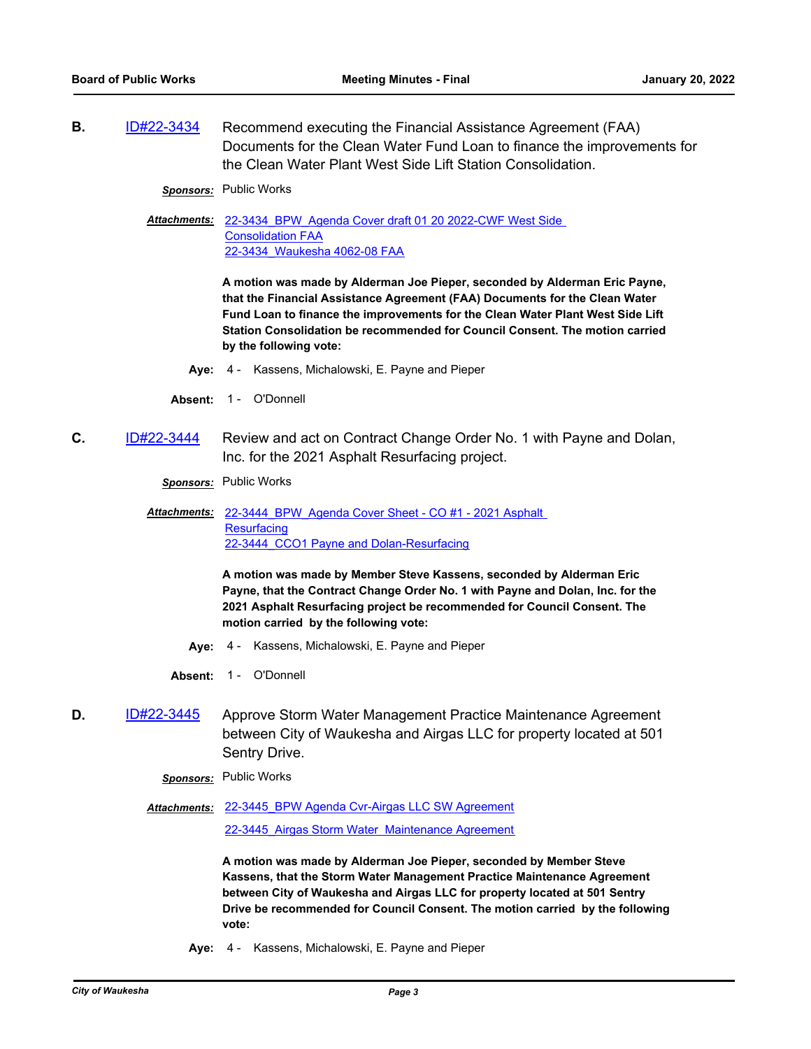**B.** ID#22-3434 Recommend executing the Financial Assistance Agreement (FAA) Documents for the Clean Water Fund Loan to finance the improvements for the Clean Water Plant West Side Lift Station Consolidation.

***Sponsors:*** Public Works

***Attachments:*** 22-3434_BPW_Agenda Cover draft 01 20 2022-CWF West Side Consolidation FAA
22-3434_Waukesha 4062-08 FAA

**A motion was made by Alderman Joe Pieper, seconded by Alderman Eric Payne, that the Financial Assistance Agreement (FAA) Documents for the Clean Water Fund Loan to finance the improvements for the Clean Water Plant West Side Lift Station Consolidation be recommended for Council Consent. The motion carried by the following vote:**

**Aye:** 4 - Kassens, Michalowski, E. Payne and Pieper

**Absent:** 1 - O'Donnell

**C.** ID#22-3444 Review and act on Contract Change Order No. 1 with Payne and Dolan, Inc. for the 2021 Asphalt Resurfacing project.

***Sponsors:*** Public Works

***Attachments:*** 22-3444_BPW_Agenda Cover Sheet - CO #1 - 2021 Asphalt Resurfacing
22-3444_CCO1 Payne and Dolan-Resurfacing

**A motion was made by Member Steve Kassens, seconded by Alderman Eric Payne, that the Contract Change Order No. 1 with Payne and Dolan, Inc. for the 2021 Asphalt Resurfacing project be recommended for Council Consent. The motion carried by the following vote:**

**Aye:** 4 - Kassens, Michalowski, E. Payne and Pieper

**Absent:** 1 - O'Donnell

**D.** ID#22-3445 Approve Storm Water Management Practice Maintenance Agreement between City of Waukesha and Airgas LLC for property located at 501 Sentry Drive.

***Sponsors:*** Public Works

***Attachments:*** 22-3445_BPW Agenda Cvr-Airgas LLC SW Agreement
22-3445_Airgas Storm Water Maintenance Agreement

**A motion was made by Alderman Joe Pieper, seconded by Member Steve Kassens, that the Storm Water Management Practice Maintenance Agreement between City of Waukesha and Airgas LLC for property located at 501 Sentry Drive be recommended for Council Consent. The motion carried by the following vote:**

**Aye:** 4 - Kassens, Michalowski, E. Payne and Pieper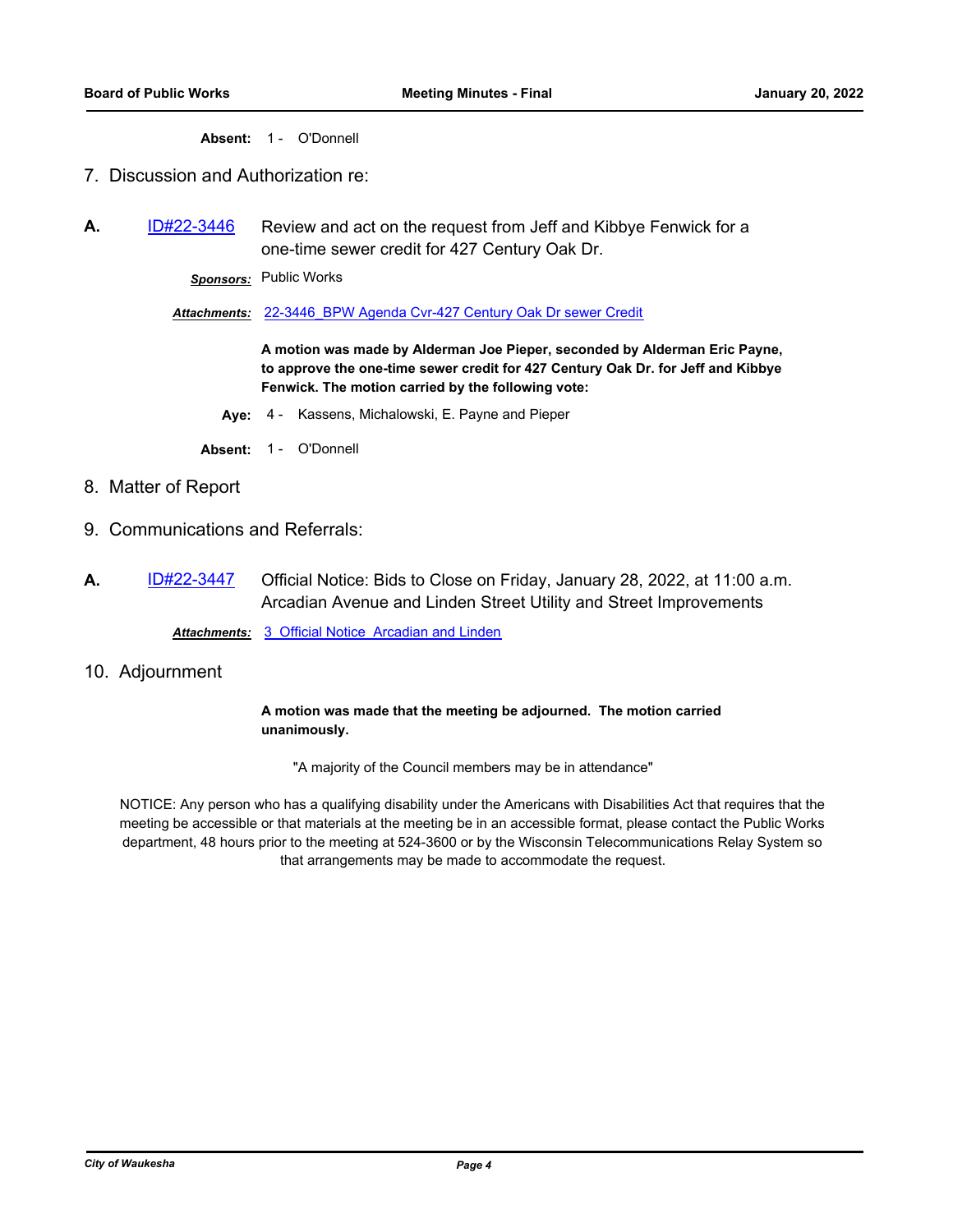**Absent:** 1 - O'Donnell

## 7. Discussion and Authorization re:

**A.** ID#22-3446 Review and act on the request from Jeff and Kibbye Fenwick for a one-time sewer credit for 427 Century Oak Dr.

***Sponsors:*** Public Works

***Attachments:*** 22-3446_BPW Agenda Cvr-427 Century Oak Dr sewer Credit

**A motion was made by Alderman Joe Pieper, seconded by Alderman Eric Payne, to approve the one-time sewer credit for 427 Century Oak Dr. for Jeff and Kibbye Fenwick. The motion carried by the following vote:**

**Aye:** 4 - Kassens, Michalowski, E. Payne and Pieper

**Absent:** 1 - O'Donnell

## 8. Matter of Report

## 9. Communications and Referrals:

**A.** ID#22-3447 Official Notice: Bids to Close on Friday, January 28, 2022, at 11:00 a.m. Arcadian Avenue and Linden Street Utility and Street Improvements

***Attachments:*** 3_Official Notice_Arcadian and Linden

## 10. Adjournment

**A motion was made that the meeting be adjourned. The motion carried unanimously.**

"A majority of the Council members may be in attendance"

NOTICE: Any person who has a qualifying disability under the Americans with Disabilities Act that requires that the meeting be accessible or that materials at the meeting be in an accessible format, please contact the Public Works department, 48 hours prior to the meeting at 524-3600 or by the Wisconsin Telecommunications Relay System so that arrangements may be made to accommodate the request.